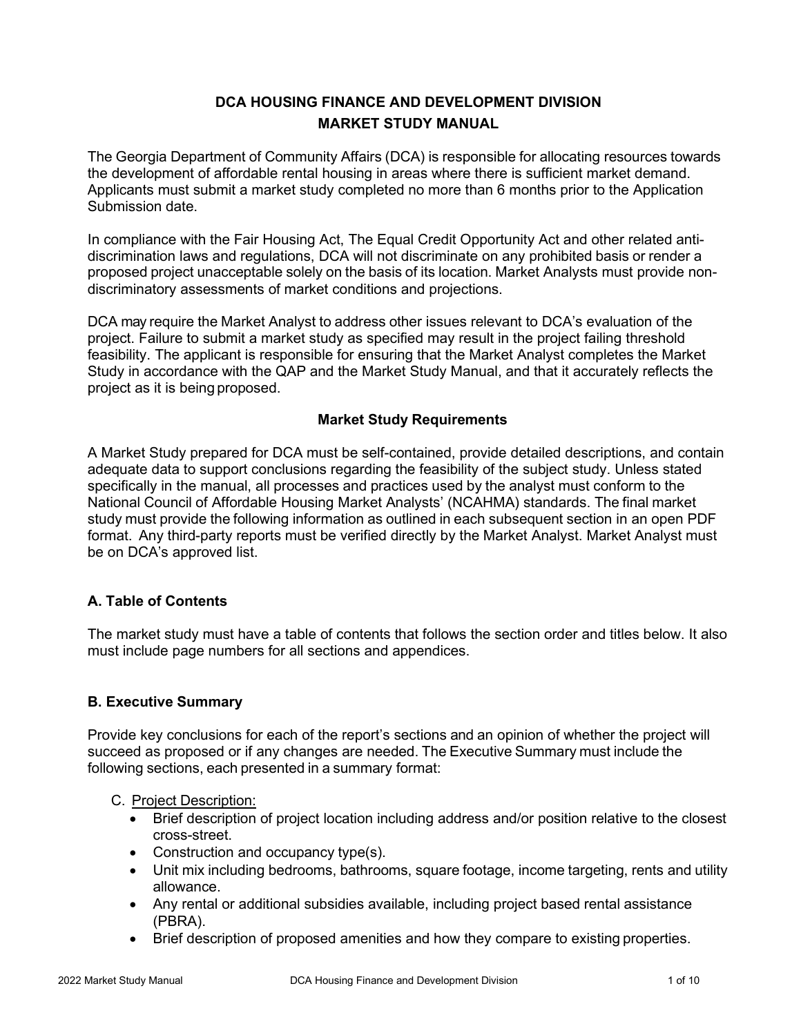# DCA HOUSING FINANCE AND DEVELOPMENT DIVISION
# MARKET STUDY MANUAL

The Georgia Department of Community Affairs (DCA) is responsible for allocating resources towards the development of affordable rental housing in areas where there is sufficient market demand. Applicants must submit a market study completed no more than 6 months prior to the Application Submission date.

In compliance with the Fair Housing Act, The Equal Credit Opportunity Act and other related anti-discrimination laws and regulations, DCA will not discriminate on any prohibited basis or render a proposed project unacceptable solely on the basis of its location. Market Analysts must provide non-discriminatory assessments of market conditions and projections.

DCA may require the Market Analyst to address other issues relevant to DCA's evaluation of the project. Failure to submit a market study as specified may result in the project failing threshold feasibility. The applicant is responsible for ensuring that the Market Analyst completes the Market Study in accordance with the QAP and the Market Study Manual, and that it accurately reflects the project as it is being proposed.

## Market Study Requirements

A Market Study prepared for DCA must be self-contained, provide detailed descriptions, and contain adequate data to support conclusions regarding the feasibility of the subject study. Unless stated specifically in the manual, all processes and practices used by the analyst must conform to the National Council of Affordable Housing Market Analysts' (NCAHMA) standards. The final market study must provide the following information as outlined in each subsequent section in an open PDF format. Any third-party reports must be verified directly by the Market Analyst. Market Analyst must be on DCA's approved list.

### A. Table of Contents

The market study must have a table of contents that follows the section order and titles below. It also must include page numbers for all sections and appendices.

### B. Executive Summary

Provide key conclusions for each of the report's sections and an opinion of whether the project will succeed as proposed or if any changes are needed. The Executive Summary must include the following sections, each presented in a summary format:

C. Project Description:
- Brief description of project location including address and/or position relative to the closest cross-street.
- Construction and occupancy type(s).
- Unit mix including bedrooms, bathrooms, square footage, income targeting, rents and utility allowance.
- Any rental or additional subsidies available, including project based rental assistance (PBRA).
- Brief description of proposed amenities and how they compare to existing properties.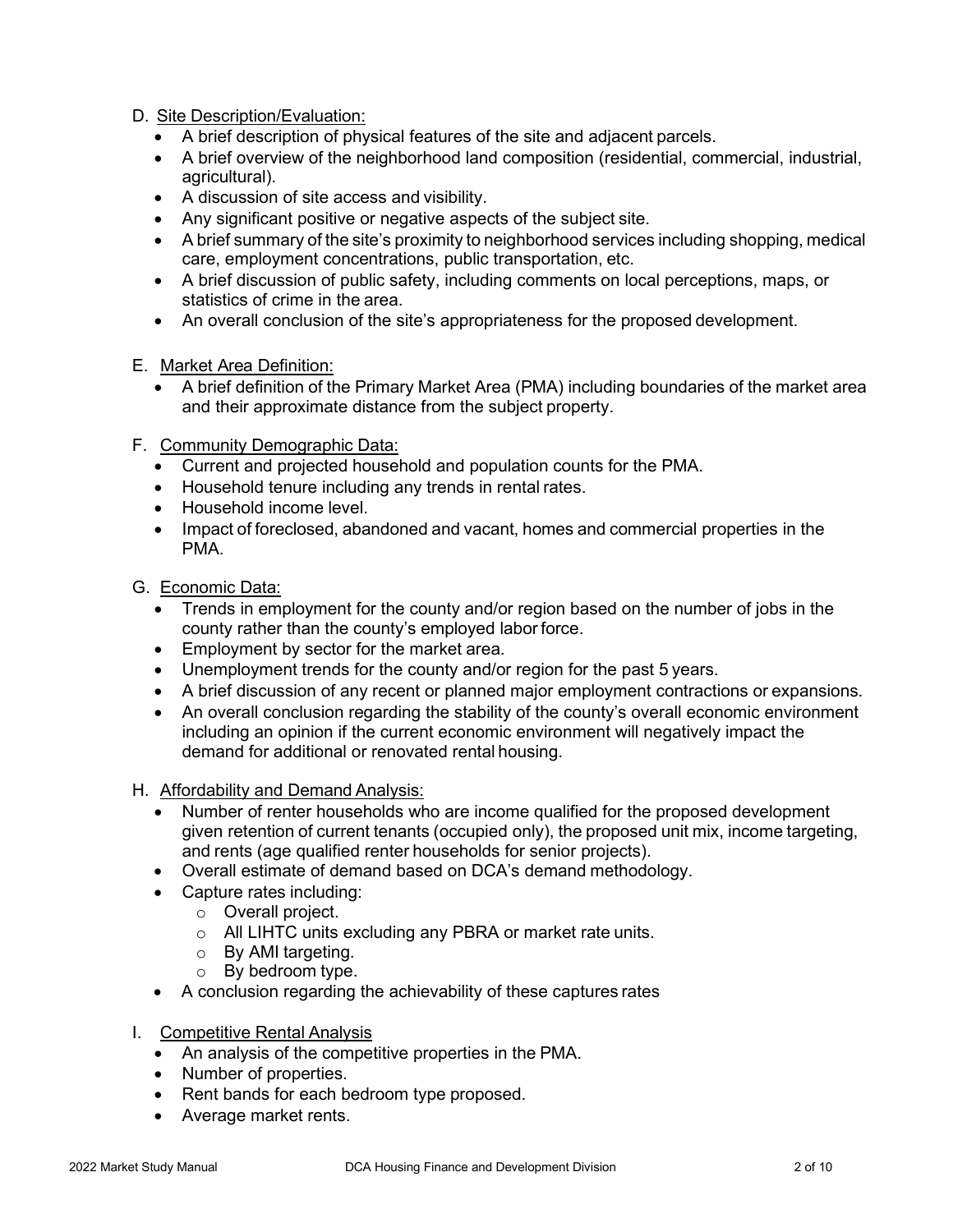D. Site Description/Evaluation:
- A brief description of physical features of the site and adjacent parcels.
- A brief overview of the neighborhood land composition (residential, commercial, industrial, agricultural).
- A discussion of site access and visibility.
- Any significant positive or negative aspects of the subject site.
- A brief summary of the site's proximity to neighborhood services including shopping, medical care, employment concentrations, public transportation, etc.
- A brief discussion of public safety, including comments on local perceptions, maps, or statistics of crime in the area.
- An overall conclusion of the site's appropriateness for the proposed development.

E. Market Area Definition:
- A brief definition of the Primary Market Area (PMA) including boundaries of the market area and their approximate distance from the subject property.

F. Community Demographic Data:
- Current and projected household and population counts for the PMA.
- Household tenure including any trends in rental rates.
- Household income level.
- Impact of foreclosed, abandoned and vacant, homes and commercial properties in the PMA.

G. Economic Data:
- Trends in employment for the county and/or region based on the number of jobs in the county rather than the county's employed labor force.
- Employment by sector for the market area.
- Unemployment trends for the county and/or region for the past 5 years.
- A brief discussion of any recent or planned major employment contractions or expansions.
- An overall conclusion regarding the stability of the county's overall economic environment including an opinion if the current economic environment will negatively impact the demand for additional or renovated rental housing.

H. Affordability and Demand Analysis:
- Number of renter households who are income qualified for the proposed development given retention of current tenants (occupied only), the proposed unit mix, income targeting, and rents (age qualified renter households for senior projects).
- Overall estimate of demand based on DCA's demand methodology.
- Capture rates including:
  - Overall project.
  - All LIHTC units excluding any PBRA or market rate units.
  - By AMI targeting.
  - By bedroom type.
- A conclusion regarding the achievability of these captures rates

I. Competitive Rental Analysis
- An analysis of the competitive properties in the PMA.
- Number of properties.
- Rent bands for each bedroom type proposed.
- Average market rents.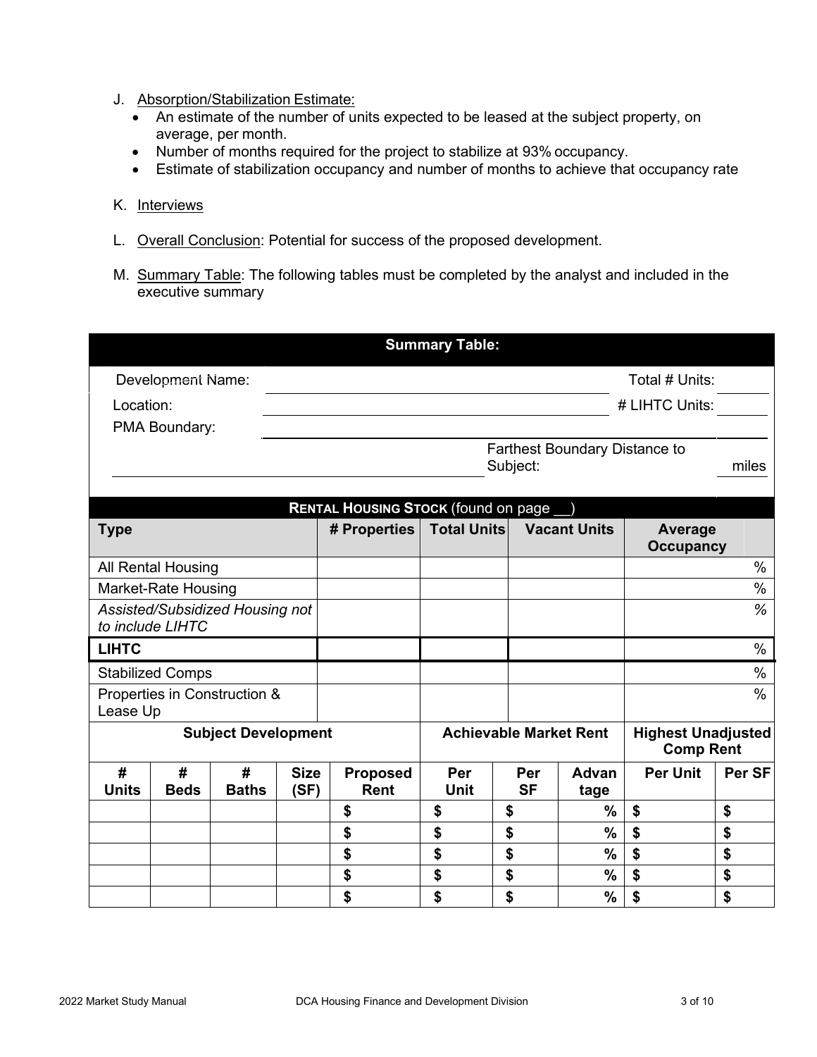J. Absorption/Stabilization Estimate:
   - An estimate of the number of units expected to be leased at the subject property, on average, per month.
   - Number of months required for the project to stabilize at 93% occupancy.
   - Estimate of stabilization occupancy and number of months to achieve that occupancy rate

K. Interviews

L. Overall Conclusion: Potential for success of the proposed development.

M. Summary Table: The following tables must be completed by the analyst and included in the executive summary

**Summary Table:**

Development Name: ____________________ Total # Units: ______

Location: ____________________ # LIHTC Units: ______

PMA Boundary: ____________________

____________________ Farthest Boundary Distance to Subject: ______ miles

| **RENTAL HOUSING STOCK** (found on page __) | | | | |
|---|---|---|---|---|
| **Type** | **# Properties** | **Total Units** | **Vacant Units** | **Average Occupancy** |
| All Rental Housing | | | | % |
| Market-Rate Housing | | | | % |
| *Assisted/Subsidized Housing not to include LIHTC* | | | | *%* |
| **LIHTC** | | | | % |
| Stabilized Comps | | | | % |
| Properties in Construction & Lease Up | | | | % |

| **Subject Development** | | | | | **Achievable Market Rent** | | | **Highest Unadjusted Comp Rent** | |
|---|---|---|---|---|---|---|---|---|---|
| **# Units** | **# Beds** | **# Baths** | **Size (SF)** | **Proposed Rent** | **Per Unit** | **Per SF** | **Advantage** | **Per Unit** | **Per SF** |
| | | | | $ | $ | $ | % | $ | $ |
| | | | | $ | $ | $ | % | $ | $ |
| | | | | $ | $ | $ | % | $ | $ |
| | | | | $ | $ | $ | % | $ | $ |
| | | | | $ | $ | $ | % | $ | $ |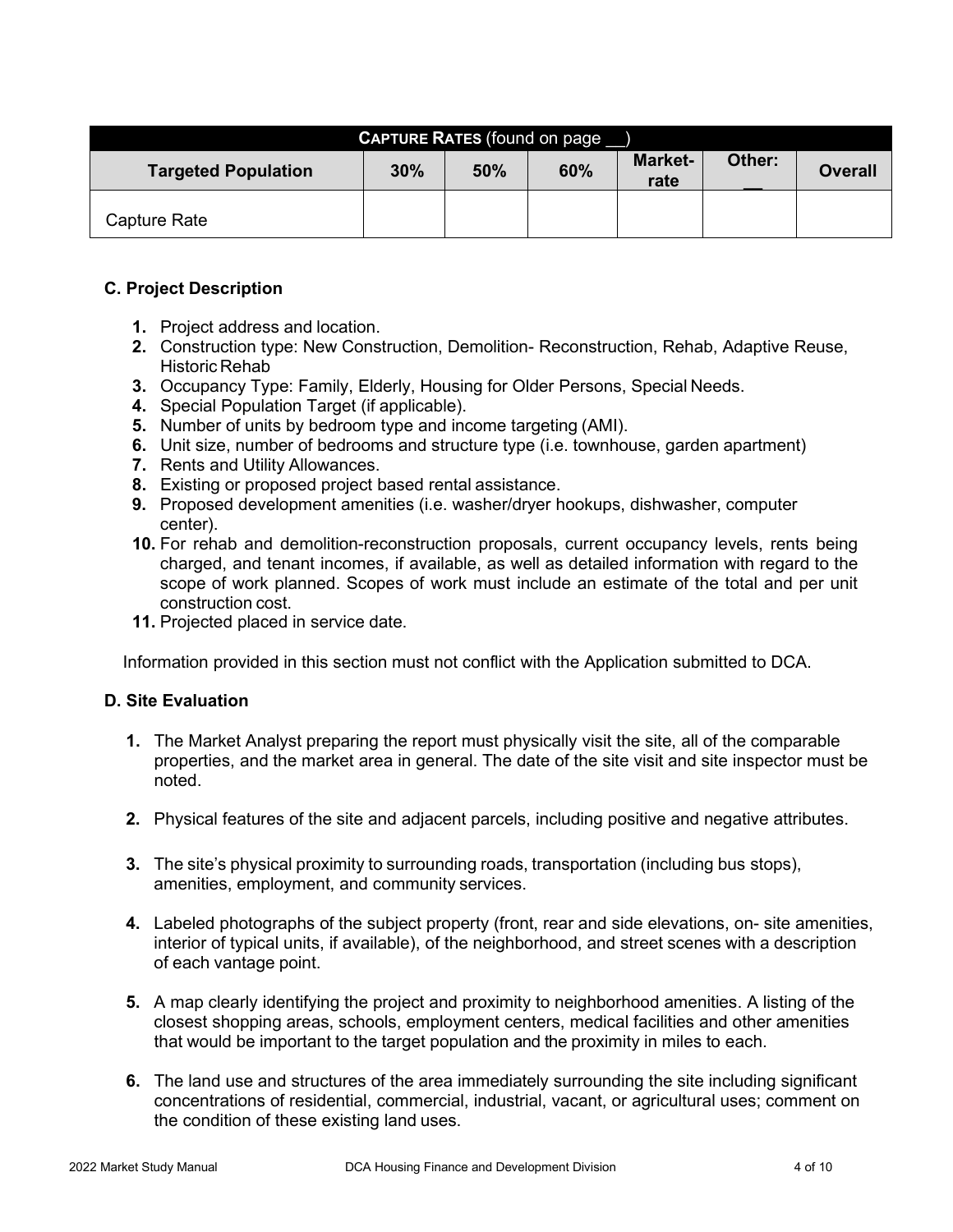| **CAPTURE RATES** (found on page __) | | | | | | |
|---|---|---|---|---|---|---|
| **Targeted Population** | **30%** | **50%** | **60%** | **Market-rate** | **Other: __** | **Overall** |
| Capture Rate | | | | | | |

### C. Project Description

1. Project address and location.
2. Construction type: New Construction, Demolition- Reconstruction, Rehab, Adaptive Reuse, Historic Rehab
3. Occupancy Type: Family, Elderly, Housing for Older Persons, Special Needs.
4. Special Population Target (if applicable).
5. Number of units by bedroom type and income targeting (AMI).
6. Unit size, number of bedrooms and structure type (i.e. townhouse, garden apartment)
7. Rents and Utility Allowances.
8. Existing or proposed project based rental assistance.
9. Proposed development amenities (i.e. washer/dryer hookups, dishwasher, computer center).
10. For rehab and demolition-reconstruction proposals, current occupancy levels, rents being charged, and tenant incomes, if available, as well as detailed information with regard to the scope of work planned. Scopes of work must include an estimate of the total and per unit construction cost.
11. Projected placed in service date.

Information provided in this section must not conflict with the Application submitted to DCA.

### D. Site Evaluation

1. The Market Analyst preparing the report must physically visit the site, all of the comparable properties, and the market area in general. The date of the site visit and site inspector must be noted.

2. Physical features of the site and adjacent parcels, including positive and negative attributes.

3. The site's physical proximity to surrounding roads, transportation (including bus stops), amenities, employment, and community services.

4. Labeled photographs of the subject property (front, rear and side elevations, on- site amenities, interior of typical units, if available), of the neighborhood, and street scenes with a description of each vantage point.

5. A map clearly identifying the project and proximity to neighborhood amenities. A listing of the closest shopping areas, schools, employment centers, medical facilities and other amenities that would be important to the target population and the proximity in miles to each.

6. The land use and structures of the area immediately surrounding the site including significant concentrations of residential, commercial, industrial, vacant, or agricultural uses; comment on the condition of these existing land uses.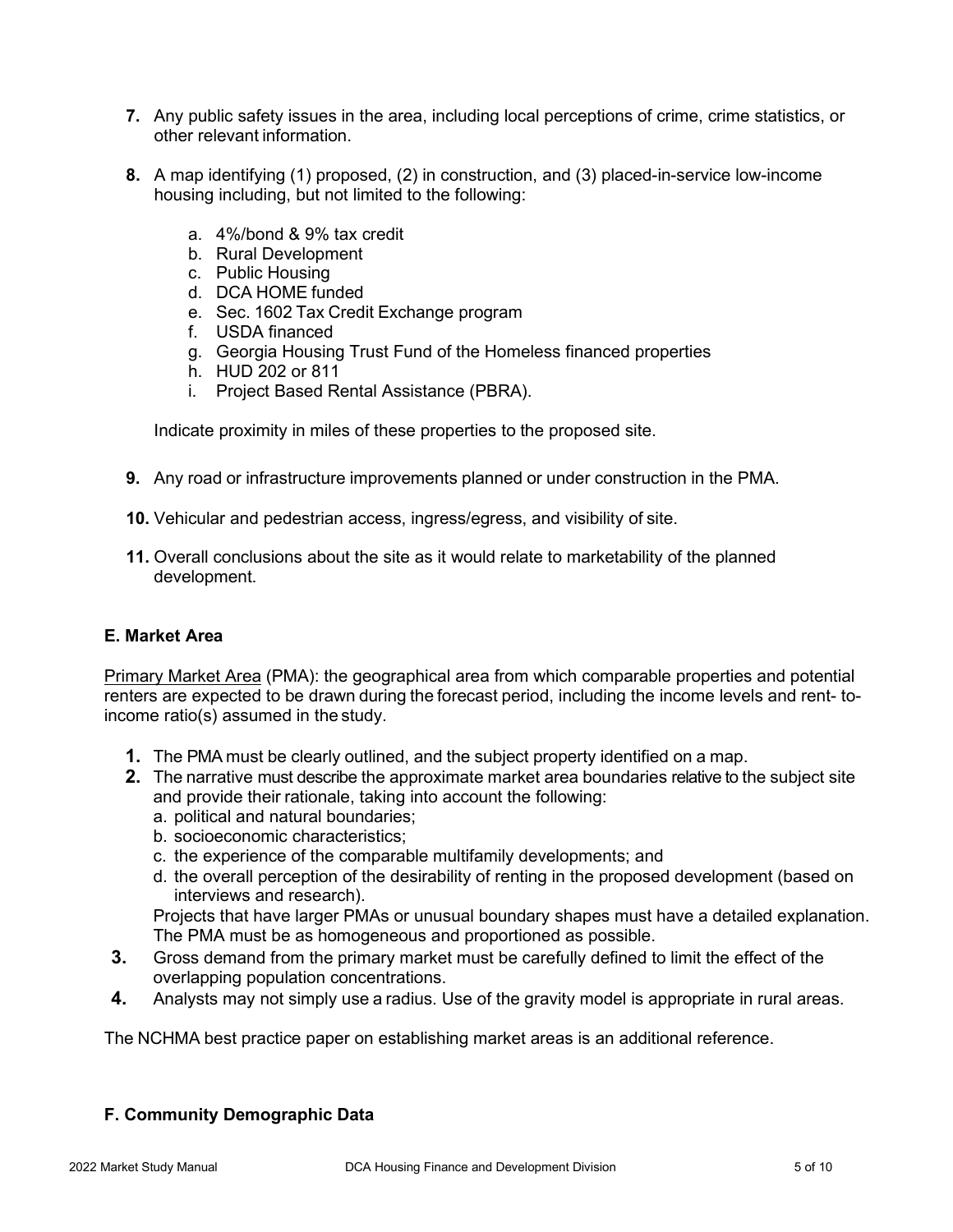7. Any public safety issues in the area, including local perceptions of crime, crime statistics, or other relevant information.

8. A map identifying (1) proposed, (2) in construction, and (3) placed-in-service low-income housing including, but not limited to the following:

   a. 4%/bond & 9% tax credit
   b. Rural Development
   c. Public Housing
   d. DCA HOME funded
   e. Sec. 1602 Tax Credit Exchange program
   f. USDA financed
   g. Georgia Housing Trust Fund of the Homeless financed properties
   h. HUD 202 or 811
   i. Project Based Rental Assistance (PBRA).

   Indicate proximity in miles of these properties to the proposed site.

9. Any road or infrastructure improvements planned or under construction in the PMA.

10. Vehicular and pedestrian access, ingress/egress, and visibility of site.

11. Overall conclusions about the site as it would relate to marketability of the planned development.

### E. Market Area

Primary Market Area (PMA): the geographical area from which comparable properties and potential renters are expected to be drawn during the forecast period, including the income levels and rent- to-income ratio(s) assumed in the study.

1. The PMA must be clearly outlined, and the subject property identified on a map.
2. The narrative must describe the approximate market area boundaries relative to the subject site and provide their rationale, taking into account the following:
   a. political and natural boundaries;
   b. socioeconomic characteristics;
   c. the experience of the comparable multifamily developments; and
   d. the overall perception of the desirability of renting in the proposed development (based on interviews and research).

   Projects that have larger PMAs or unusual boundary shapes must have a detailed explanation. The PMA must be as homogeneous and proportioned as possible.
3. Gross demand from the primary market must be carefully defined to limit the effect of the overlapping population concentrations.
4. Analysts may not simply use a radius. Use of the gravity model is appropriate in rural areas.

The NCHMA best practice paper on establishing market areas is an additional reference.

### F. Community Demographic Data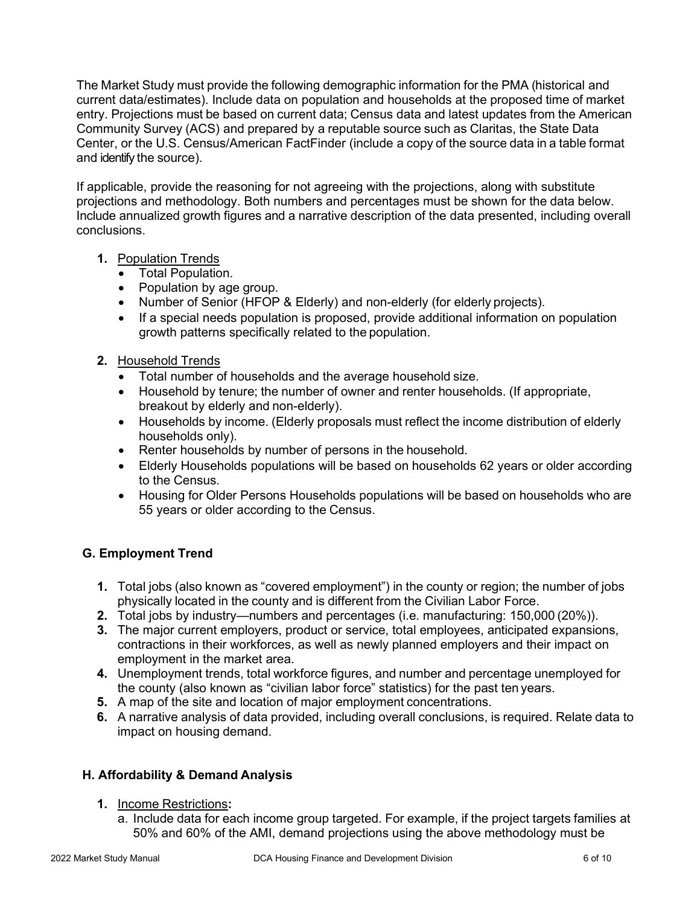The Market Study must provide the following demographic information for the PMA (historical and current data/estimates). Include data on population and households at the proposed time of market entry. Projections must be based on current data; Census data and latest updates from the American Community Survey (ACS) and prepared by a reputable source such as Claritas, the State Data Center, or the U.S. Census/American FactFinder (include a copy of the source data in a table format and identify the source).

If applicable, provide the reasoning for not agreeing with the projections, along with substitute projections and methodology. Both numbers and percentages must be shown for the data below. Include annualized growth figures and a narrative description of the data presented, including overall conclusions.

1. Population Trends
   - Total Population.
   - Population by age group.
   - Number of Senior (HFOP & Elderly) and non-elderly (for elderly projects).
   - If a special needs population is proposed, provide additional information on population growth patterns specifically related to the population.

2. Household Trends
   - Total number of households and the average household size.
   - Household by tenure; the number of owner and renter households. (If appropriate, breakout by elderly and non-elderly).
   - Households by income. (Elderly proposals must reflect the income distribution of elderly households only).
   - Renter households by number of persons in the household.
   - Elderly Households populations will be based on households 62 years or older according to the Census.
   - Housing for Older Persons Households populations will be based on households who are 55 years or older according to the Census.

## G. Employment Trend

1. Total jobs (also known as "covered employment") in the county or region; the number of jobs physically located in the county and is different from the Civilian Labor Force.
2. Total jobs by industry—numbers and percentages (i.e. manufacturing: 150,000 (20%)).
3. The major current employers, product or service, total employees, anticipated expansions, contractions in their workforces, as well as newly planned employers and their impact on employment in the market area.
4. Unemployment trends, total workforce figures, and number and percentage unemployed for the county (also known as "civilian labor force" statistics) for the past ten years.
5. A map of the site and location of major employment concentrations.
6. A narrative analysis of data provided, including overall conclusions, is required. Relate data to impact on housing demand.

## H. Affordability & Demand Analysis

1. Income Restrictions**:**
   a. Include data for each income group targeted. For example, if the project targets families at 50% and 60% of the AMI, demand projections using the above methodology must be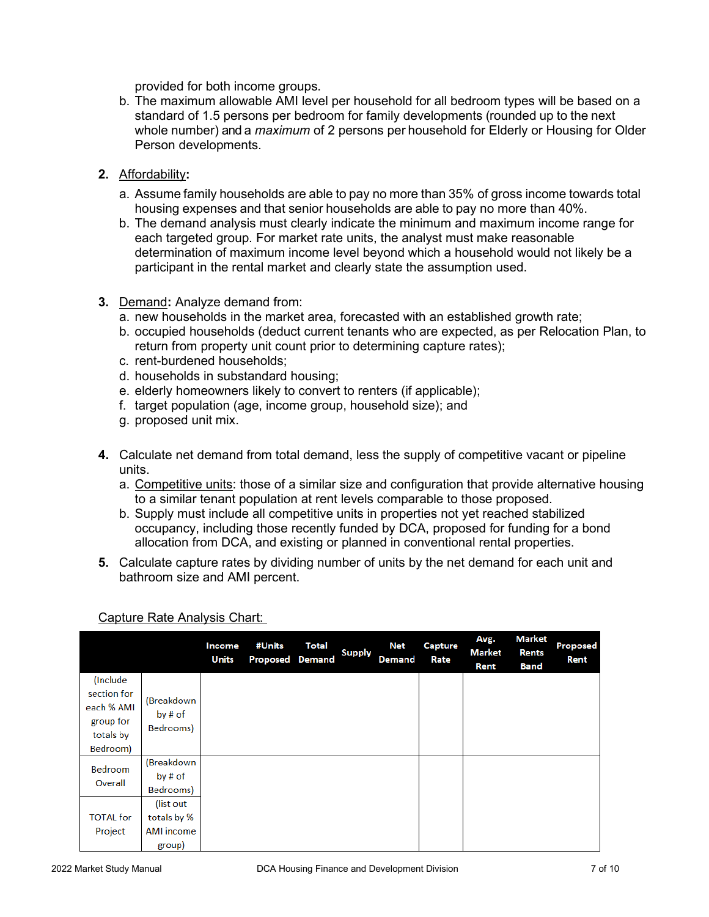provided for both income groups.

b. The maximum allowable AMI level per household for all bedroom types will be based on a standard of 1.5 persons per bedroom for family developments (rounded up to the next whole number) and a *maximum* of 2 persons per household for Elderly or Housing for Older Person developments.

2. Affordability**:**
   a. Assume family households are able to pay no more than 35% of gross income towards total housing expenses and that senior households are able to pay no more than 40%.
   b. The demand analysis must clearly indicate the minimum and maximum income range for each targeted group. For market rate units, the analyst must make reasonable determination of maximum income level beyond which a household would not likely be a participant in the rental market and clearly state the assumption used.

3. Demand**:** Analyze demand from:
   a. new households in the market area, forecasted with an established growth rate;
   b. occupied households (deduct current tenants who are expected, as per Relocation Plan, to return from property unit count prior to determining capture rates);
   c. rent-burdened households;
   d. households in substandard housing;
   e. elderly homeowners likely to convert to renters (if applicable);
   f. target population (age, income group, household size); and
   g. proposed unit mix.

4. Calculate net demand from total demand, less the supply of competitive vacant or pipeline units.
   a. Competitive units: those of a similar size and configuration that provide alternative housing to a similar tenant population at rent levels comparable to those proposed.
   b. Supply must include all competitive units in properties not yet reached stabilized occupancy, including those recently funded by DCA, proposed for funding for a bond allocation from DCA, and existing or planned in conventional rental properties.

5. Calculate capture rates by dividing number of units by the net demand for each unit and bathroom size and AMI percent.

Capture Rate Analysis Chart:

| | | Income Units | #Units Proposed | Total Demand | Supply | Net Demand | Capture Rate | Avg. Market Rent | Market Rents Band | Proposed Rent |
|---|---|---|---|---|---|---|---|---|---|---|
| (Include section for each % AMI group for totals by Bedroom) | (Breakdown by # of Bedrooms) | | | | | | | | | |
| Bedroom Overall | (Breakdown by # of Bedrooms) | | | | | | | | | |
| TOTAL for Project | (list out totals by % AMI income group) | | | | | | | | | |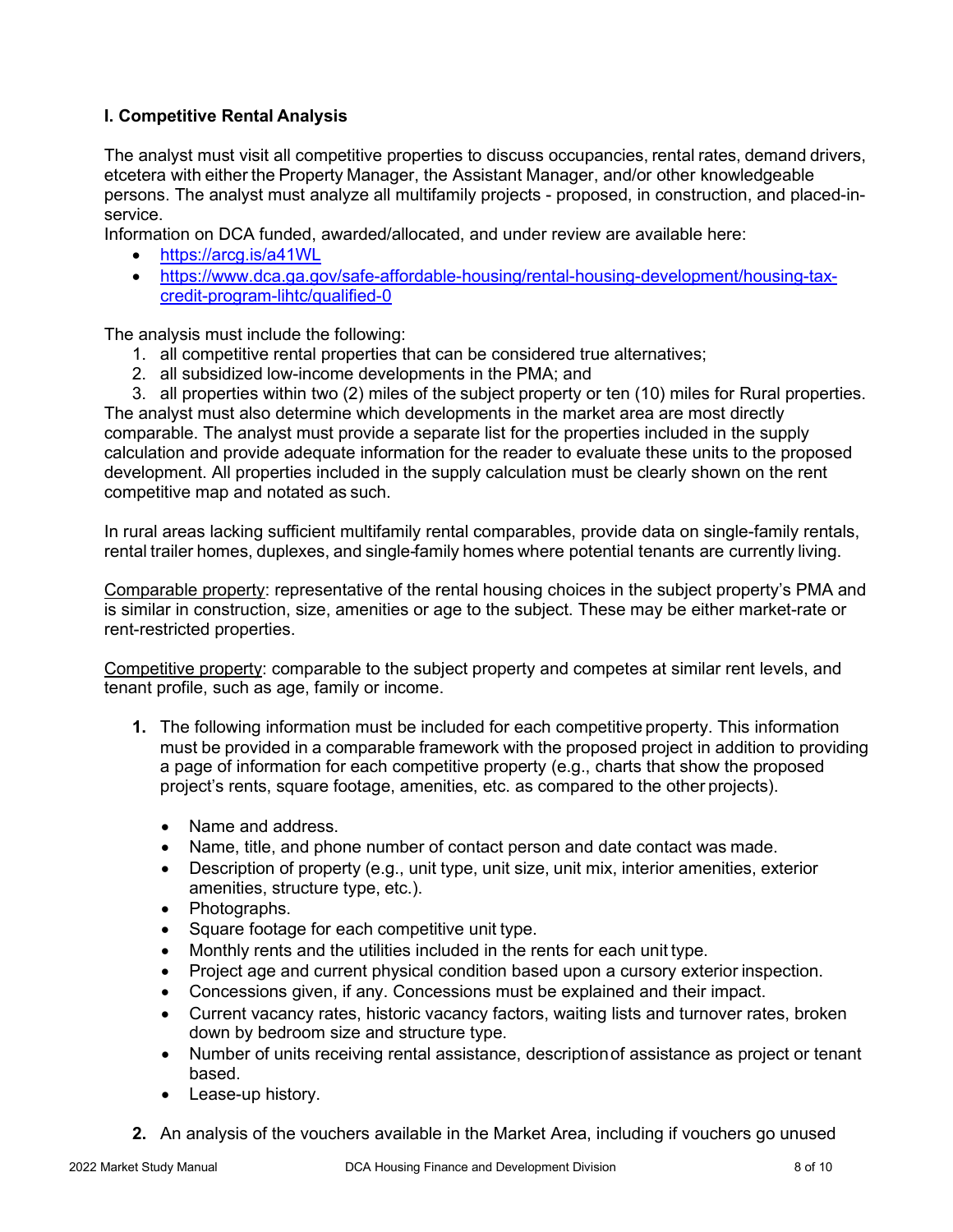### I. Competitive Rental Analysis

The analyst must visit all competitive properties to discuss occupancies, rental rates, demand drivers, etcetera with either the Property Manager, the Assistant Manager, and/or other knowledgeable persons. The analyst must analyze all multifamily projects - proposed, in construction, and placed-in-service.

Information on DCA funded, awarded/allocated, and under review are available here:

- https://arcg.is/a41WL
- https://www.dca.ga.gov/safe-affordable-housing/rental-housing-development/housing-tax-credit-program-lihtc/qualified-0

The analysis must include the following:

1. all competitive rental properties that can be considered true alternatives;
2. all subsidized low-income developments in the PMA; and
3. all properties within two (2) miles of the subject property or ten (10) miles for Rural properties.

The analyst must also determine which developments in the market area are most directly comparable. The analyst must provide a separate list for the properties included in the supply calculation and provide adequate information for the reader to evaluate these units to the proposed development. All properties included in the supply calculation must be clearly shown on the rent competitive map and notated as such.

In rural areas lacking sufficient multifamily rental comparables, provide data on single-family rentals, rental trailer homes, duplexes, and single-family homes where potential tenants are currently living.

<u>Comparable property</u>: representative of the rental housing choices in the subject property's PMA and is similar in construction, size, amenities or age to the subject. These may be either market-rate or rent-restricted properties.

<u>Competitive property</u>: comparable to the subject property and competes at similar rent levels, and tenant profile, such as age, family or income.

1. The following information must be included for each competitive property. This information must be provided in a comparable framework with the proposed project in addition to providing a page of information for each competitive property (e.g., charts that show the proposed project's rents, square footage, amenities, etc. as compared to the other projects).
   - Name and address.
   - Name, title, and phone number of contact person and date contact was made.
   - Description of property (e.g., unit type, unit size, unit mix, interior amenities, exterior amenities, structure type, etc.).
   - Photographs.
   - Square footage for each competitive unit type.
   - Monthly rents and the utilities included in the rents for each unit type.
   - Project age and current physical condition based upon a cursory exterior inspection.
   - Concessions given, if any. Concessions must be explained and their impact.
   - Current vacancy rates, historic vacancy factors, waiting lists and turnover rates, broken down by bedroom size and structure type.
   - Number of units receiving rental assistance, description of assistance as project or tenant based.
   - Lease-up history.
2. An analysis of the vouchers available in the Market Area, including if vouchers go unused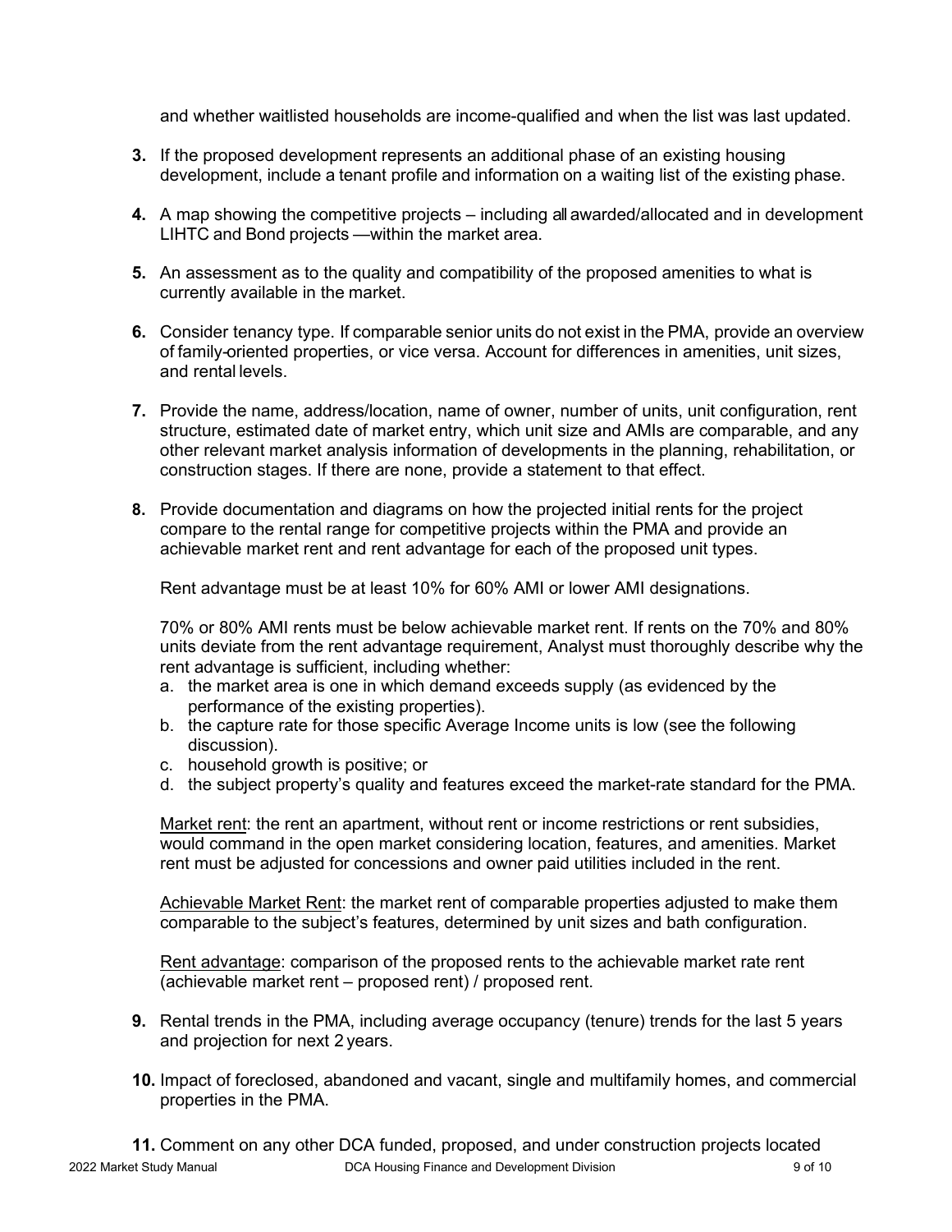and whether waitlisted households are income-qualified and when the list was last updated.

3. If the proposed development represents an additional phase of an existing housing development, include a tenant profile and information on a waiting list of the existing phase.

4. A map showing the competitive projects – including all awarded/allocated and in development LIHTC and Bond projects —within the market area.

5. An assessment as to the quality and compatibility of the proposed amenities to what is currently available in the market.

6. Consider tenancy type. If comparable senior units do not exist in the PMA, provide an overview of family-oriented properties, or vice versa. Account for differences in amenities, unit sizes, and rental levels.

7. Provide the name, address/location, name of owner, number of units, unit configuration, rent structure, estimated date of market entry, which unit size and AMIs are comparable, and any other relevant market analysis information of developments in the planning, rehabilitation, or construction stages. If there are none, provide a statement to that effect.

8. Provide documentation and diagrams on how the projected initial rents for the project compare to the rental range for competitive projects within the PMA and provide an achievable market rent and rent advantage for each of the proposed unit types.

   Rent advantage must be at least 10% for 60% AMI or lower AMI designations.

   70% or 80% AMI rents must be below achievable market rent. If rents on the 70% and 80% units deviate from the rent advantage requirement, Analyst must thoroughly describe why the rent advantage is sufficient, including whether:
   a. the market area is one in which demand exceeds supply (as evidenced by the performance of the existing properties).
   b. the capture rate for those specific Average Income units is low (see the following discussion).
   c. household growth is positive; or
   d. the subject property's quality and features exceed the market-rate standard for the PMA.

   Market rent: the rent an apartment, without rent or income restrictions or rent subsidies, would command in the open market considering location, features, and amenities. Market rent must be adjusted for concessions and owner paid utilities included in the rent.

   Achievable Market Rent: the market rent of comparable properties adjusted to make them comparable to the subject's features, determined by unit sizes and bath configuration.

   Rent advantage: comparison of the proposed rents to the achievable market rate rent (achievable market rent – proposed rent) / proposed rent.

9. Rental trends in the PMA, including average occupancy (tenure) trends for the last 5 years and projection for next 2 years.

10. Impact of foreclosed, abandoned and vacant, single and multifamily homes, and commercial properties in the PMA.

11. Comment on any other DCA funded, proposed, and under construction projects located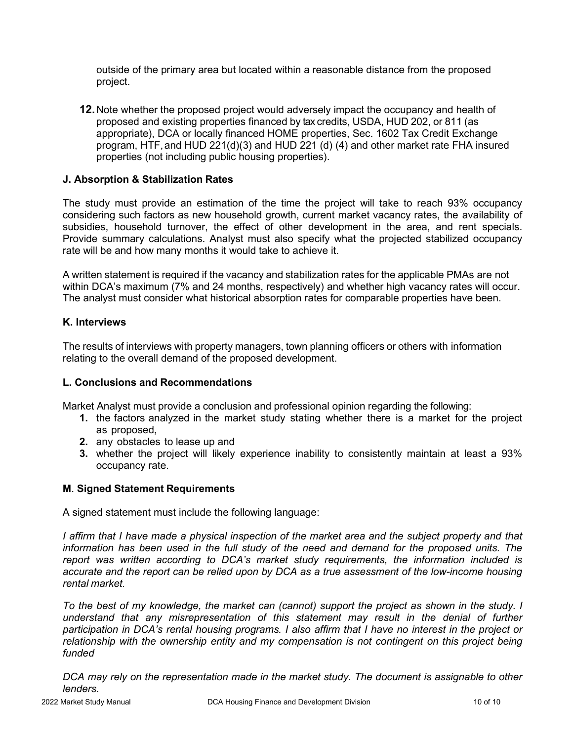outside of the primary area but located within a reasonable distance from the proposed project.

**12.** Note whether the proposed project would adversely impact the occupancy and health of proposed and existing properties financed by tax credits, USDA, HUD 202, or 811 (as appropriate), DCA or locally financed HOME properties, Sec. 1602 Tax Credit Exchange program, HTF, and HUD 221(d)(3) and HUD 221 (d) (4) and other market rate FHA insured properties (not including public housing properties).

### J. Absorption & Stabilization Rates

The study must provide an estimation of the time the project will take to reach 93% occupancy considering such factors as new household growth, current market vacancy rates, the availability of subsidies, household turnover, the effect of other development in the area, and rent specials. Provide summary calculations. Analyst must also specify what the projected stabilized occupancy rate will be and how many months it would take to achieve it.

A written statement is required if the vacancy and stabilization rates for the applicable PMAs are not within DCA's maximum (7% and 24 months, respectively) and whether high vacancy rates will occur. The analyst must consider what historical absorption rates for comparable properties have been.

### K. Interviews

The results of interviews with property managers, town planning officers or others with information relating to the overall demand of the proposed development.

### L. Conclusions and Recommendations

Market Analyst must provide a conclusion and professional opinion regarding the following:

1. the factors analyzed in the market study stating whether there is a market for the project as proposed,
2. any obstacles to lease up and
3. whether the project will likely experience inability to consistently maintain at least a 93% occupancy rate.

### M. Signed Statement Requirements

A signed statement must include the following language:

*I affirm that I have made a physical inspection of the market area and the subject property and that information has been used in the full study of the need and demand for the proposed units. The report was written according to DCA's market study requirements, the information included is accurate and the report can be relied upon by DCA as a true assessment of the low-income housing rental market.*

*To the best of my knowledge, the market can (cannot) support the project as shown in the study. I understand that any misrepresentation of this statement may result in the denial of further participation in DCA's rental housing programs. I also affirm that I have no interest in the project or relationship with the ownership entity and my compensation is not contingent on this project being funded*

*DCA may rely on the representation made in the market study. The document is assignable to other lenders.*